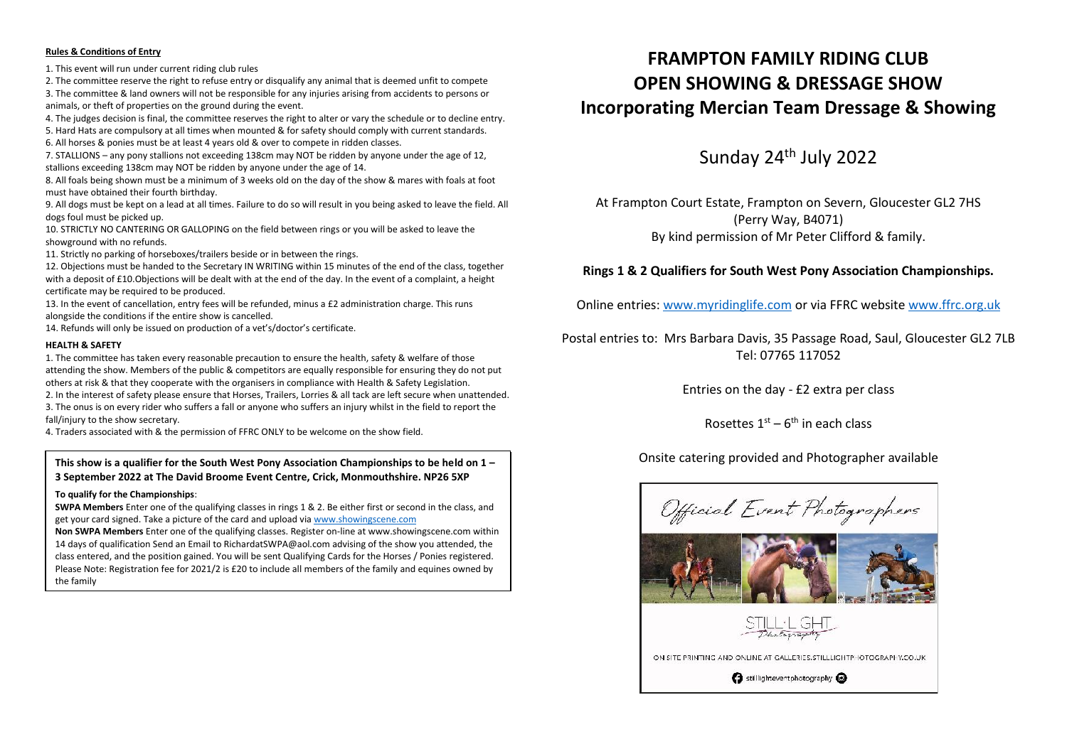**Rules & Conditions of Entry**

1. This event will run under current riding club rules
2. The committee reserve the right to refuse entry or disqualify any animal that is deemed unfit to compete
3. The committee & land owners will not be responsible for any injuries arising from accidents to persons or animals, or theft of properties on the ground during the event.
4. The judges decision is final, the committee reserves the right to alter or vary the schedule or to decline entry.
5. Hard Hats are compulsory at all times when mounted & for safety should comply with current standards.
6. All horses & ponies must be at least 4 years old & over to compete in ridden classes.
7. STALLIONS – any pony stallions not exceeding 138cm may NOT be ridden by anyone under the age of 12, stallions exceeding 138cm may NOT be ridden by anyone under the age of 14.
8. All foals being shown must be a minimum of 3 weeks old on the day of the show & mares with foals at foot must have obtained their fourth birthday.
9. All dogs must be kept on a lead at all times. Failure to do so will result in you being asked to leave the field. All dogs foul must be picked up.
10. STRICTLY NO CANTERING OR GALLOPING on the field between rings or you will be asked to leave the showground with no refunds.
11. Strictly no parking of horseboxes/trailers beside or in between the rings.
12. Objections must be handed to the Secretary IN WRITING within 15 minutes of the end of the class, together with a deposit of £10.Objections will be dealt with at the end of the day. In the event of a complaint, a height certificate may be required to be produced.
13. In the event of cancellation, entry fees will be refunded, minus a £2 administration charge. This runs alongside the conditions if the entire show is cancelled.
14. Refunds will only be issued on production of a vet's/doctor's certificate.

**HEALTH & SAFETY**

1. The committee has taken every reasonable precaution to ensure the health, safety & welfare of those attending the show. Members of the public & competitors are equally responsible for ensuring they do not put others at risk & that they cooperate with the organisers in compliance with Health & Safety Legislation.
2. In the interest of safety please ensure that Horses, Trailers, Lorries & all tack are left secure when unattended.
3. The onus is on every rider who suffers a fall or anyone who suffers an injury whilst in the field to report the fall/injury to the show secretary.
4. Traders associated with & the permission of FFRC ONLY to be welcome on the show field.

**This show is a qualifier for the South West Pony Association Championships to be held on 1 – 3 September 2022 at The David Broome Event Centre, Crick, Monmouthshire. NP26 5XP**

**To qualify for the Championships**:

**SWPA Members** Enter one of the qualifying classes in rings 1 & 2. Be either first or second in the class, and get your card signed. Take a picture of the card and upload via www.showingscene.com

**Non SWPA Members** Enter one of the qualifying classes. Register on-line at www.showingscene.com within 14 days of qualification Send an Email to RichardatSWPA@aol.com advising of the show you attended, the class entered, and the position gained. You will be sent Qualifying Cards for the Horses / Ponies registered. Please Note: Registration fee for 2021/2 is £20 to include all members of the family and equines owned by the family

# FRAMPTON FAMILY RIDING CLUB
# OPEN SHOWING & DRESSAGE SHOW
# Incorporating Mercian Team Dressage & Showing

## Sunday 24th July 2022

At Frampton Court Estate, Frampton on Severn, Gloucester GL2 7HS
(Perry Way, B4071)
By kind permission of Mr Peter Clifford & family.

**Rings 1 & 2 Qualifiers for South West Pony Association Championships.**

Online entries: www.myridinglife.com or via FFRC website www.ffrc.org.uk

Postal entries to: Mrs Barbara Davis, 35 Passage Road, Saul, Gloucester GL2 7LB
Tel: 07765 117052

Entries on the day - £2 extra per class

Rosettes 1st – 6th in each class

Onsite catering provided and Photographer available

Official Event Photographers

STILL·LIGHT Photography

ON SITE PRINTING AND ONLINE AT GALLERIES.STILLLIGHTPHOTOGRAPHY.CO.UK

stilllightevent photography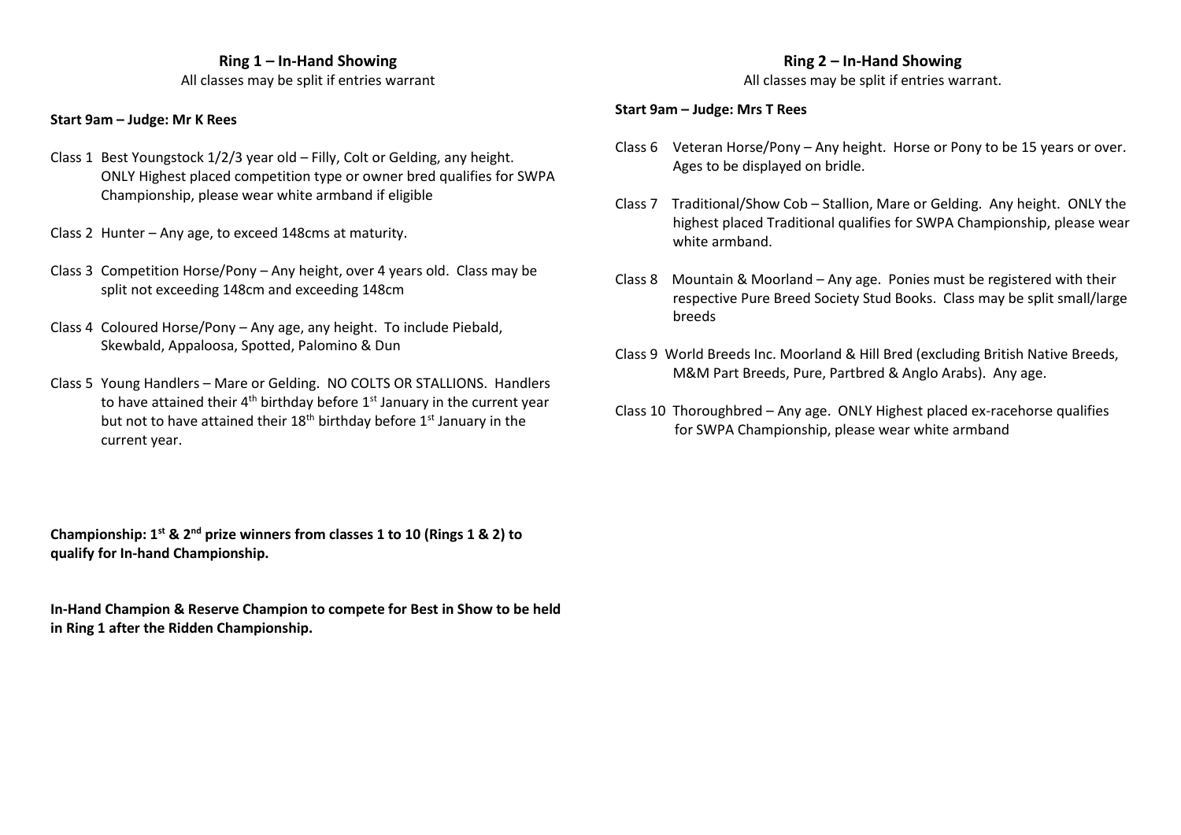## Ring 1 – In-Hand Showing

All classes may be split if entries warrant

**Start 9am – Judge: Mr K Rees**

Class 1 Best Youngstock 1/2/3 year old – Filly, Colt or Gelding, any height. ONLY Highest placed competition type or owner bred qualifies for SWPA Championship, please wear white armband if eligible

Class 2 Hunter – Any age, to exceed 148cms at maturity.

Class 3 Competition Horse/Pony – Any height, over 4 years old. Class may be split not exceeding 148cm and exceeding 148cm

Class 4 Coloured Horse/Pony – Any age, any height. To include Piebald, Skewbald, Appaloosa, Spotted, Palomino & Dun

Class 5 Young Handlers – Mare or Gelding. NO COLTS OR STALLIONS. Handlers to have attained their 4th birthday before 1st January in the current year but not to have attained their 18th birthday before 1st January in the current year.

## Ring 2 – In-Hand Showing

All classes may be split if entries warrant.

**Start 9am – Judge: Mrs T Rees**

Class 6 Veteran Horse/Pony – Any height. Horse or Pony to be 15 years or over. Ages to be displayed on bridle.

Class 7 Traditional/Show Cob – Stallion, Mare or Gelding. Any height. ONLY the highest placed Traditional qualifies for SWPA Championship, please wear white armband.

Class 8 Mountain & Moorland – Any age. Ponies must be registered with their respective Pure Breed Society Stud Books. Class may be split small/large breeds

Class 9 World Breeds Inc. Moorland & Hill Bred (excluding British Native Breeds, M&M Part Breeds, Pure, Partbred & Anglo Arabs). Any age.

Class 10 Thoroughbred – Any age. ONLY Highest placed ex-racehorse qualifies for SWPA Championship, please wear white armband

**Championship: 1st & 2nd prize winners from classes 1 to 10 (Rings 1 & 2) to qualify for In-hand Championship.**

**In-Hand Champion & Reserve Champion to compete for Best in Show to be held in Ring 1 after the Ridden Championship.**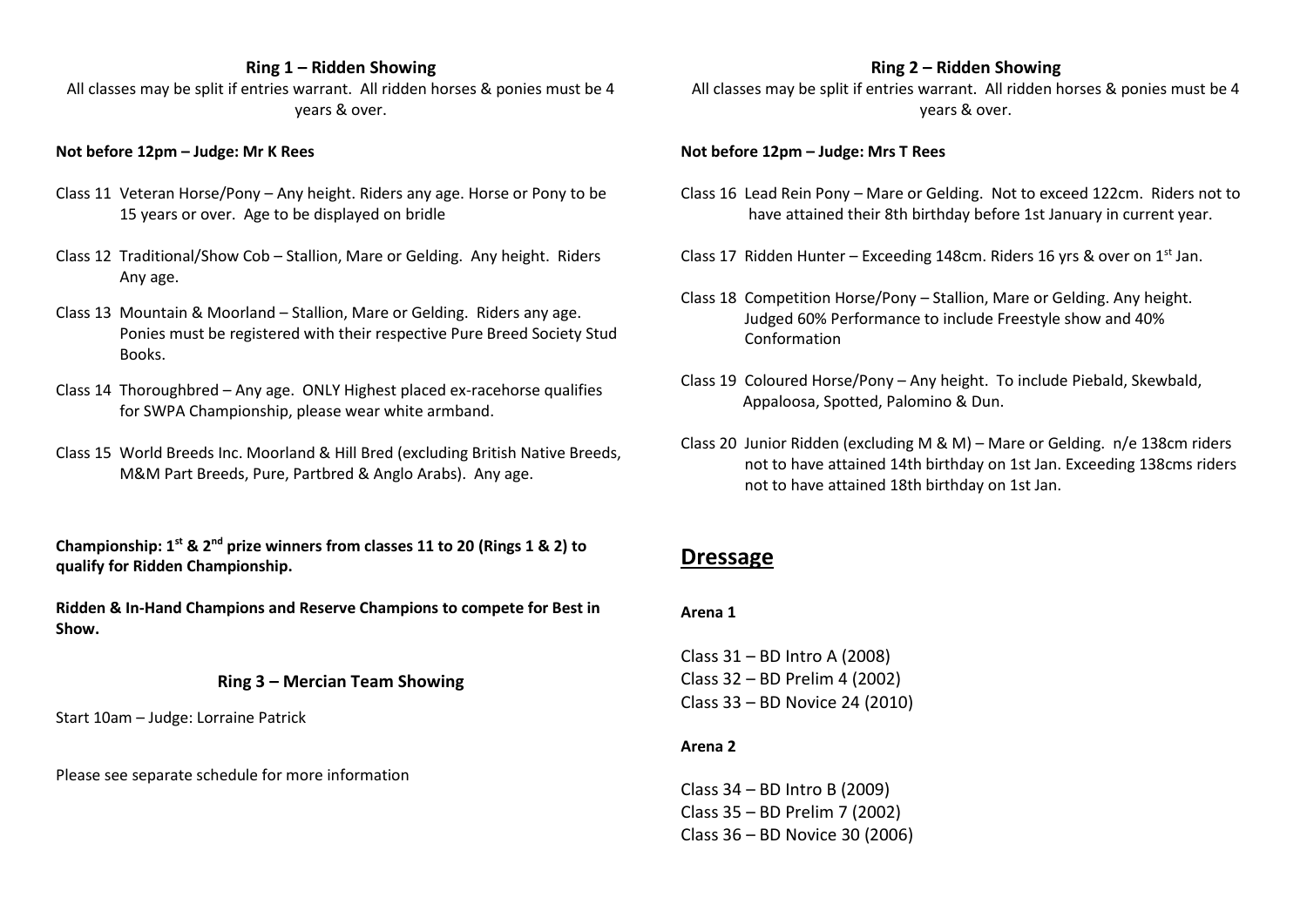### Ring 1 – Ridden Showing

All classes may be split if entries warrant. All ridden horses & ponies must be 4 years & over.

**Not before 12pm – Judge: Mr K Rees**

Class 11 Veteran Horse/Pony – Any height. Riders any age. Horse or Pony to be 15 years or over. Age to be displayed on bridle

Class 12 Traditional/Show Cob – Stallion, Mare or Gelding. Any height. Riders Any age.

Class 13 Mountain & Moorland – Stallion, Mare or Gelding. Riders any age. Ponies must be registered with their respective Pure Breed Society Stud Books.

Class 14 Thoroughbred – Any age. ONLY Highest placed ex-racehorse qualifies for SWPA Championship, please wear white armband.

Class 15 World Breeds Inc. Moorland & Hill Bred (excluding British Native Breeds, M&M Part Breeds, Pure, Partbred & Anglo Arabs). Any age.

**Championship: 1st & 2nd prize winners from classes 11 to 20 (Rings 1 & 2) to qualify for Ridden Championship.**

**Ridden & In-Hand Champions and Reserve Champions to compete for Best in Show.**

### Ring 3 – Mercian Team Showing

Start 10am – Judge: Lorraine Patrick

Please see separate schedule for more information

### Ring 2 – Ridden Showing

All classes may be split if entries warrant. All ridden horses & ponies must be 4 years & over.

**Not before 12pm – Judge: Mrs T Rees**

Class 16 Lead Rein Pony – Mare or Gelding. Not to exceed 122cm. Riders not to have attained their 8th birthday before 1st January in current year.

Class 17 Ridden Hunter – Exceeding 148cm. Riders 16 yrs & over on 1st Jan.

Class 18 Competition Horse/Pony – Stallion, Mare or Gelding. Any height. Judged 60% Performance to include Freestyle show and 40% Conformation

Class 19 Coloured Horse/Pony – Any height. To include Piebald, Skewbald, Appaloosa, Spotted, Palomino & Dun.

Class 20 Junior Ridden (excluding M & M) – Mare or Gelding. n/e 138cm riders not to have attained 14th birthday on 1st Jan. Exceeding 138cms riders not to have attained 18th birthday on 1st Jan.

## Dressage

**Arena 1**

Class 31 – BD Intro A (2008)
Class 32 – BD Prelim 4 (2002)
Class 33 – BD Novice 24 (2010)

**Arena 2**

Class 34 – BD Intro B (2009)
Class 35 – BD Prelim 7 (2002)
Class 36 – BD Novice 30 (2006)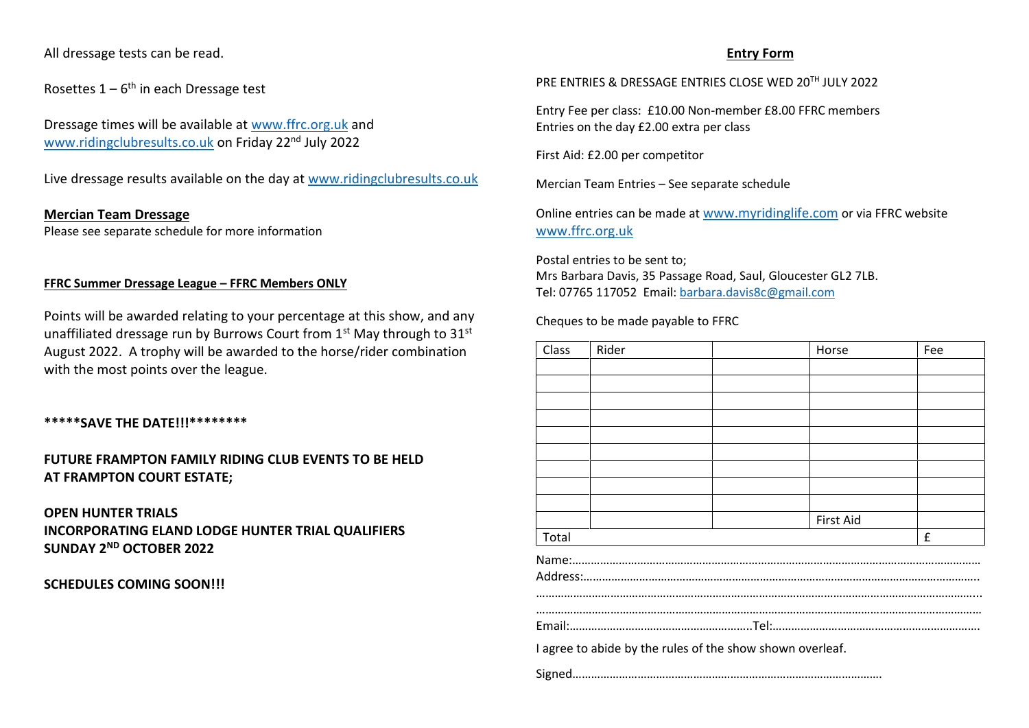All dressage tests can be read.

Rosettes 1 – 6th in each Dressage test

Dressage times will be available at www.ffrc.org.uk and www.ridingclubresults.co.uk on Friday 22nd July 2022

Live dressage results available on the day at www.ridingclubresults.co.uk

**Mercian Team Dressage**

Please see separate schedule for more information

**FFRC Summer Dressage League – FFRC Members ONLY**

Points will be awarded relating to your percentage at this show, and any unaffiliated dressage run by Burrows Court from 1st May through to 31st August 2022. A trophy will be awarded to the horse/rider combination with the most points over the league.

**\*\*\*\*\*SAVE THE DATE!!!\*\*\*\*\*\*\*\***

**FUTURE FRAMPTON FAMILY RIDING CLUB EVENTS TO BE HELD AT FRAMPTON COURT ESTATE;**

**OPEN HUNTER TRIALS**
**INCORPORATING ELAND LODGE HUNTER TRIAL QUALIFIERS**
**SUNDAY 2ND OCTOBER 2022**

**SCHEDULES COMING SOON!!!**

## Entry Form

PRE ENTRIES & DRESSAGE ENTRIES CLOSE WED 20TH JULY 2022

Entry Fee per class: £10.00 Non-member £8.00 FFRC members
Entries on the day £2.00 extra per class

First Aid: £2.00 per competitor

Mercian Team Entries – See separate schedule

Online entries can be made at www.myridinglife.com or via FFRC website www.ffrc.org.uk

Postal entries to be sent to;
Mrs Barbara Davis, 35 Passage Road, Saul, Gloucester GL2 7LB.
Tel: 07765 117052 Email: barbara.davis8c@gmail.com

Cheques to be made payable to FFRC

| Class | Rider | | Horse | Fee |
|---|---|---|---|---|
| | | | | |
| | | | | |
| | | | | |
| | | | | |
| | | | | |
| | | | | |
| | | | | |
| | | | | |
| | | | | |
| | | | First Aid | |
| Total | | | | £ |

Name:…………………………………………………………………………………………………………………
Address:……………………………………………………………………………………………………………
………………………………………………………………………………………………………………………….
………………………………………………………………………………………………………………………….
Email:…………………………………………………Tel:…………………………………………………………

I agree to abide by the rules of the show shown overleaf.

Signed……………………………………………………………………………………